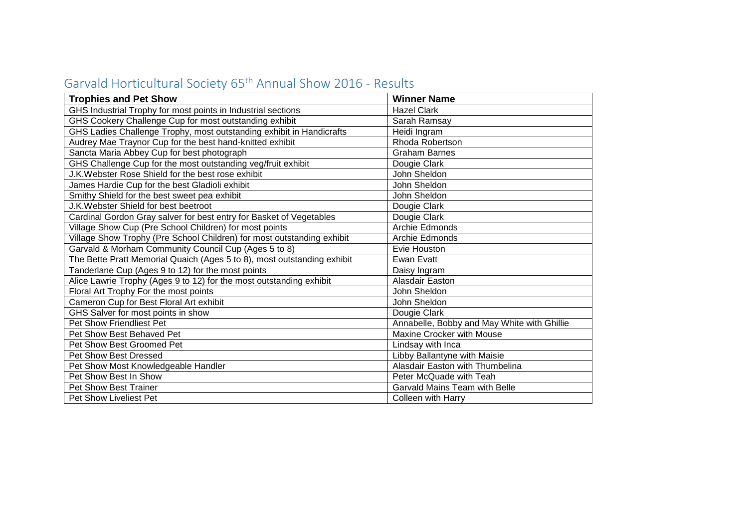## Garvald Horticultural Society 65th Annual Show 2016 - Results

| Trophies and Pet Show | Winner Name |
|---|---|
| GHS Industrial Trophy for most points in Industrial sections | Hazel Clark |
| GHS Cookery Challenge Cup for most outstanding exhibit | Sarah Ramsay |
| GHS Ladies Challenge Trophy, most outstanding exhibit in Handicrafts | Heidi Ingram |
| Audrey Mae Traynor Cup for the best hand-knitted exhibit | Rhoda Robertson |
| Sancta Maria Abbey Cup for best photograph | Graham Barnes |
| GHS Challenge Cup for the most outstanding veg/fruit exhibit | Dougie Clark |
| J.K.Webster Rose Shield for the best rose exhibit | John Sheldon |
| James Hardie Cup for the best Gladioli exhibit | John Sheldon |
| Smithy Shield for the best sweet pea exhibit | John Sheldon |
| J.K.Webster Shield for best beetroot | Dougie Clark |
| Cardinal Gordon Gray salver for best entry for Basket of Vegetables | Dougie Clark |
| Village Show Cup (Pre School Children) for most points | Archie Edmonds |
| Village Show Trophy (Pre School Children) for most outstanding exhibit | Archie Edmonds |
| Garvald & Morham Community Council Cup (Ages 5 to 8) | Evie Houston |
| The Bette Pratt Memorial Quaich (Ages 5 to 8), most outstanding exhibit | Ewan Evatt |
| Tanderlane Cup (Ages 9 to 12) for the most points | Daisy Ingram |
| Alice Lawrie Trophy (Ages 9 to 12) for the most outstanding exhibit | Alasdair Easton |
| Floral Art Trophy For the most points | John Sheldon |
| Cameron Cup for Best Floral Art exhibit | John Sheldon |
| GHS Salver for most points in show | Dougie Clark |
| Pet Show Friendliest Pet | Annabelle, Bobby and May White with Ghillie |
| Pet Show Best Behaved Pet | Maxine Crocker with Mouse |
| Pet Show Best Groomed Pet | Lindsay with Inca |
| Pet Show Best Dressed | Libby Ballantyne with Maisie |
| Pet Show Most Knowledgeable Handler | Alasdair Easton with Thumbelina |
| Pet Show Best In Show | Peter McQuade with Teah |
| Pet Show Best Trainer | Garvald Mains Team with Belle |
| Pet Show Liveliest Pet | Colleen with Harry |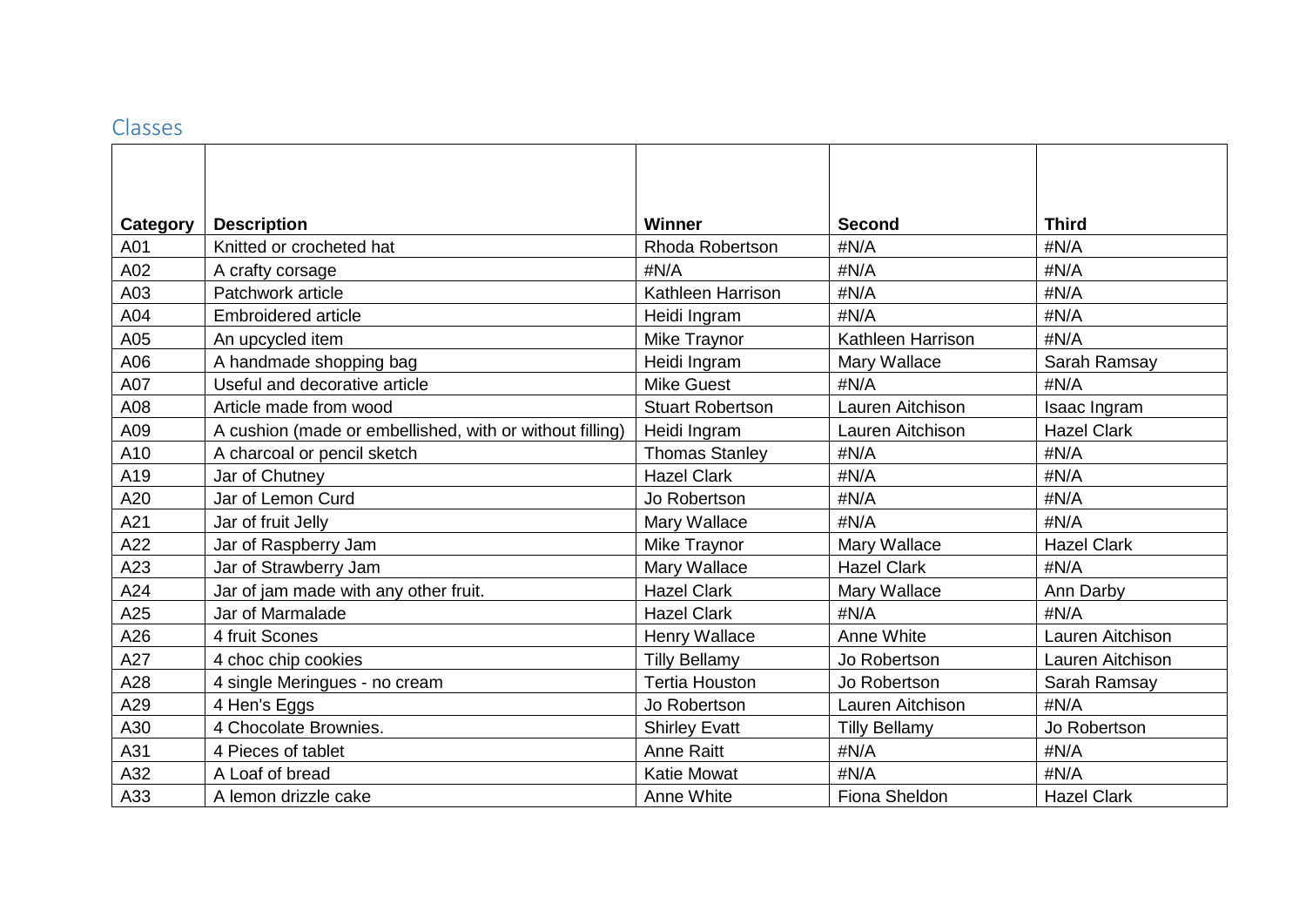## Classes

| Category | Description | Winner | Second | Third |
|---|---|---|---|---|
| A01 | Knitted or crocheted hat | Rhoda Robertson | #N/A | #N/A |
| A02 | A crafty corsage | #N/A | #N/A | #N/A |
| A03 | Patchwork article | Kathleen Harrison | #N/A | #N/A |
| A04 | Embroidered article | Heidi Ingram | #N/A | #N/A |
| A05 | An upcycled item | Mike Traynor | Kathleen Harrison | #N/A |
| A06 | A handmade shopping bag | Heidi Ingram | Mary Wallace | Sarah Ramsay |
| A07 | Useful and decorative article | Mike Guest | #N/A | #N/A |
| A08 | Article made from wood | Stuart Robertson | Lauren Aitchison | Isaac Ingram |
| A09 | A cushion (made or embellished, with or without filling) | Heidi Ingram | Lauren Aitchison | Hazel Clark |
| A10 | A charcoal or pencil sketch | Thomas Stanley | #N/A | #N/A |
| A19 | Jar of Chutney | Hazel Clark | #N/A | #N/A |
| A20 | Jar of Lemon Curd | Jo Robertson | #N/A | #N/A |
| A21 | Jar of fruit Jelly | Mary Wallace | #N/A | #N/A |
| A22 | Jar of Raspberry Jam | Mike Traynor | Mary Wallace | Hazel Clark |
| A23 | Jar of Strawberry Jam | Mary Wallace | Hazel Clark | #N/A |
| A24 | Jar of jam made with any other fruit. | Hazel Clark | Mary Wallace | Ann Darby |
| A25 | Jar of Marmalade | Hazel Clark | #N/A | #N/A |
| A26 | 4 fruit Scones | Henry Wallace | Anne White | Lauren Aitchison |
| A27 | 4 choc chip cookies | Tilly Bellamy | Jo Robertson | Lauren Aitchison |
| A28 | 4 single Meringues - no cream | Tertia Houston | Jo Robertson | Sarah Ramsay |
| A29 | 4 Hen's Eggs | Jo Robertson | Lauren Aitchison | #N/A |
| A30 | 4 Chocolate Brownies. | Shirley Evatt | Tilly Bellamy | Jo Robertson |
| A31 | 4 Pieces of tablet | Anne Raitt | #N/A | #N/A |
| A32 | A Loaf of bread | Katie Mowat | #N/A | #N/A |
| A33 | A lemon drizzle cake | Anne White | Fiona Sheldon | Hazel Clark |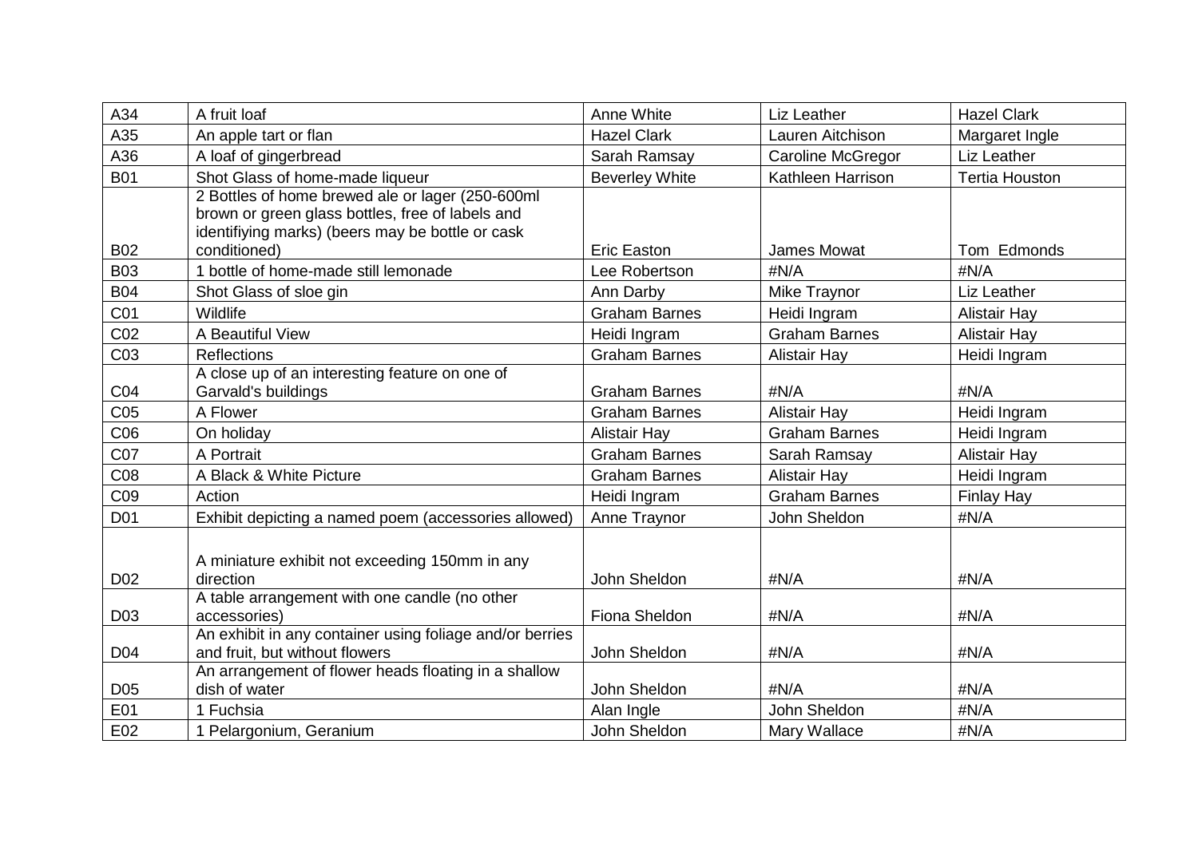| | | | | |
|---|---|---|---|---|
| A34 | A fruit loaf | Anne White | Liz Leather | Hazel Clark |
| A35 | An apple tart or flan | Hazel Clark | Lauren Aitchison | Margaret Ingle |
| A36 | A loaf of gingerbread | Sarah Ramsay | Caroline McGregor | Liz Leather |
| B01 | Shot Glass of home-made liqueur | Beverley White | Kathleen Harrison | Tertia Houston |
| B02 | 2 Bottles of home brewed ale or lager (250-600ml brown or green glass bottles, free of labels and identifiying marks) (beers may be bottle or cask conditioned) | Eric Easton | James Mowat | Tom Edmonds |
| B03 | 1 bottle of home-made still lemonade | Lee Robertson | #N/A | #N/A |
| B04 | Shot Glass of sloe gin | Ann Darby | Mike Traynor | Liz Leather |
| C01 | Wildlife | Graham Barnes | Heidi Ingram | Alistair Hay |
| C02 | A Beautiful View | Heidi Ingram | Graham Barnes | Alistair Hay |
| C03 | Reflections | Graham Barnes | Alistair Hay | Heidi Ingram |
| C04 | A close up of an interesting feature on one of Garvald's buildings | Graham Barnes | #N/A | #N/A |
| C05 | A Flower | Graham Barnes | Alistair Hay | Heidi Ingram |
| C06 | On holiday | Alistair Hay | Graham Barnes | Heidi Ingram |
| C07 | A Portrait | Graham Barnes | Sarah Ramsay | Alistair Hay |
| C08 | A Black & White Picture | Graham Barnes | Alistair Hay | Heidi Ingram |
| C09 | Action | Heidi Ingram | Graham Barnes | Finlay Hay |
| D01 | Exhibit depicting a named poem (accessories allowed) | Anne Traynor | John Sheldon | #N/A |
| D02 | A miniature exhibit not exceeding 150mm in any direction | John Sheldon | #N/A | #N/A |
| D03 | A table arrangement with one candle (no other accessories) | Fiona Sheldon | #N/A | #N/A |
| D04 | An exhibit in any container using foliage and/or berries and fruit, but without flowers | John Sheldon | #N/A | #N/A |
| D05 | An arrangement of flower heads floating in a shallow dish of water | John Sheldon | #N/A | #N/A |
| E01 | 1 Fuchsia | Alan Ingle | John Sheldon | #N/A |
| E02 | 1 Pelargonium, Geranium | John Sheldon | Mary Wallace | #N/A |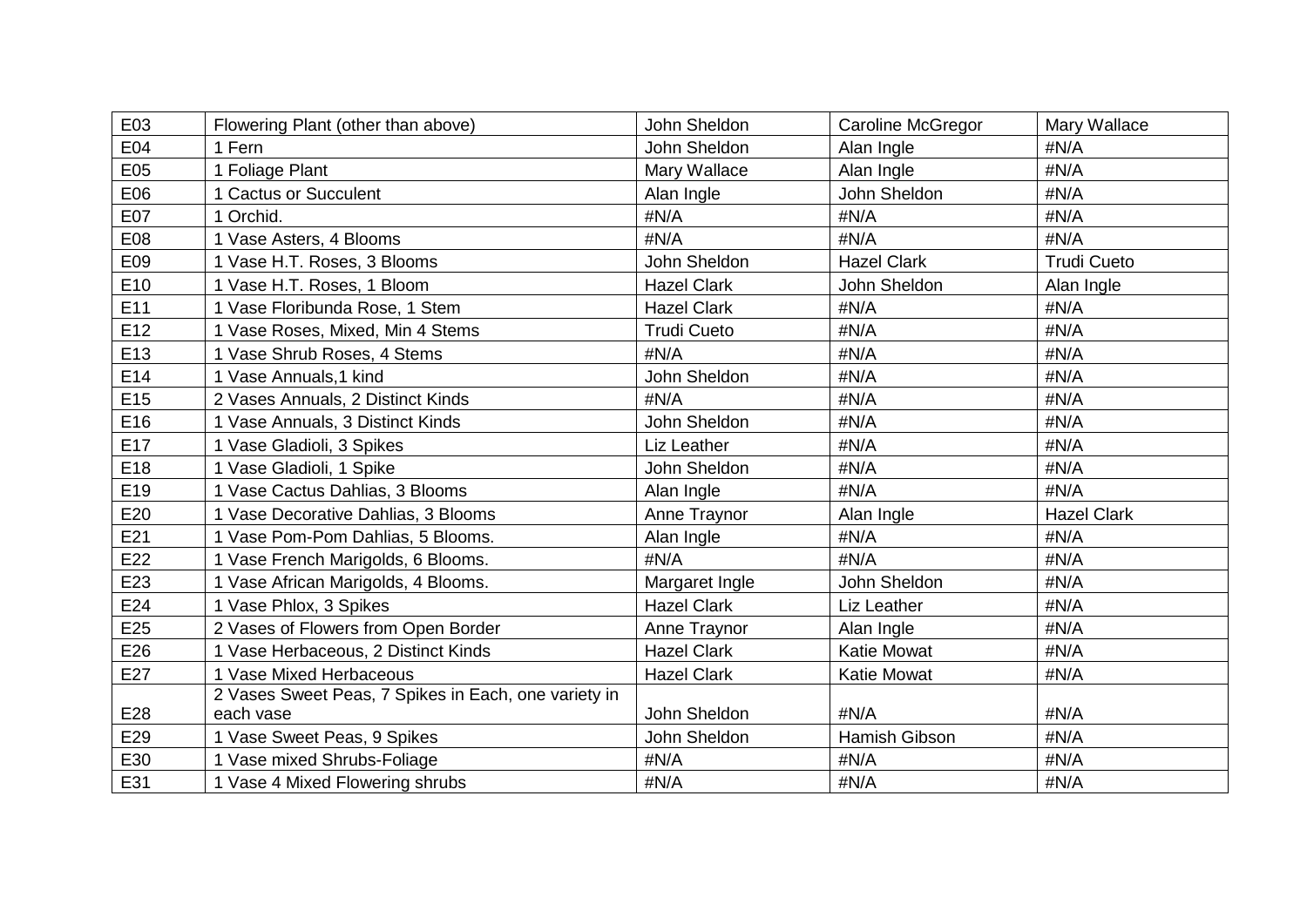| E03 | Flowering Plant (other than above) | John Sheldon | Caroline McGregor | Mary Wallace |
|---|---|---|---|---|
| E04 | 1 Fern | John Sheldon | Alan Ingle | #N/A |
| E05 | 1 Foliage Plant | Mary Wallace | Alan Ingle | #N/A |
| E06 | 1 Cactus or Succulent | Alan Ingle | John Sheldon | #N/A |
| E07 | 1 Orchid. | #N/A | #N/A | #N/A |
| E08 | 1 Vase Asters, 4 Blooms | #N/A | #N/A | #N/A |
| E09 | 1 Vase H.T. Roses, 3 Blooms | John Sheldon | Hazel Clark | Trudi Cueto |
| E10 | 1 Vase H.T. Roses, 1 Bloom | Hazel Clark | John Sheldon | Alan Ingle |
| E11 | 1 Vase Floribunda Rose, 1 Stem | Hazel Clark | #N/A | #N/A |
| E12 | 1 Vase Roses, Mixed, Min 4 Stems | Trudi Cueto | #N/A | #N/A |
| E13 | 1 Vase Shrub Roses, 4 Stems | #N/A | #N/A | #N/A |
| E14 | 1 Vase Annuals,1 kind | John Sheldon | #N/A | #N/A |
| E15 | 2 Vases Annuals, 2 Distinct Kinds | #N/A | #N/A | #N/A |
| E16 | 1 Vase Annuals, 3 Distinct Kinds | John Sheldon | #N/A | #N/A |
| E17 | 1 Vase Gladioli, 3 Spikes | Liz Leather | #N/A | #N/A |
| E18 | 1 Vase Gladioli, 1 Spike | John Sheldon | #N/A | #N/A |
| E19 | 1 Vase Cactus Dahlias, 3 Blooms | Alan Ingle | #N/A | #N/A |
| E20 | 1 Vase Decorative Dahlias, 3 Blooms | Anne Traynor | Alan Ingle | Hazel Clark |
| E21 | 1 Vase Pom-Pom Dahlias, 5 Blooms. | Alan Ingle | #N/A | #N/A |
| E22 | 1 Vase French Marigolds, 6 Blooms. | #N/A | #N/A | #N/A |
| E23 | 1 Vase African Marigolds, 4 Blooms. | Margaret Ingle | John Sheldon | #N/A |
| E24 | 1 Vase Phlox, 3 Spikes | Hazel Clark | Liz Leather | #N/A |
| E25 | 2 Vases of Flowers from Open Border | Anne Traynor | Alan Ingle | #N/A |
| E26 | 1 Vase Herbaceous, 2 Distinct Kinds | Hazel Clark | Katie Mowat | #N/A |
| E27 | 1 Vase Mixed Herbaceous | Hazel Clark | Katie Mowat | #N/A |
| E28 | 2 Vases Sweet Peas, 7 Spikes in Each, one variety in each vase | John Sheldon | #N/A | #N/A |
| E29 | 1 Vase Sweet Peas, 9 Spikes | John Sheldon | Hamish Gibson | #N/A |
| E30 | 1 Vase mixed Shrubs-Foliage | #N/A | #N/A | #N/A |
| E31 | 1 Vase 4 Mixed Flowering shrubs | #N/A | #N/A | #N/A |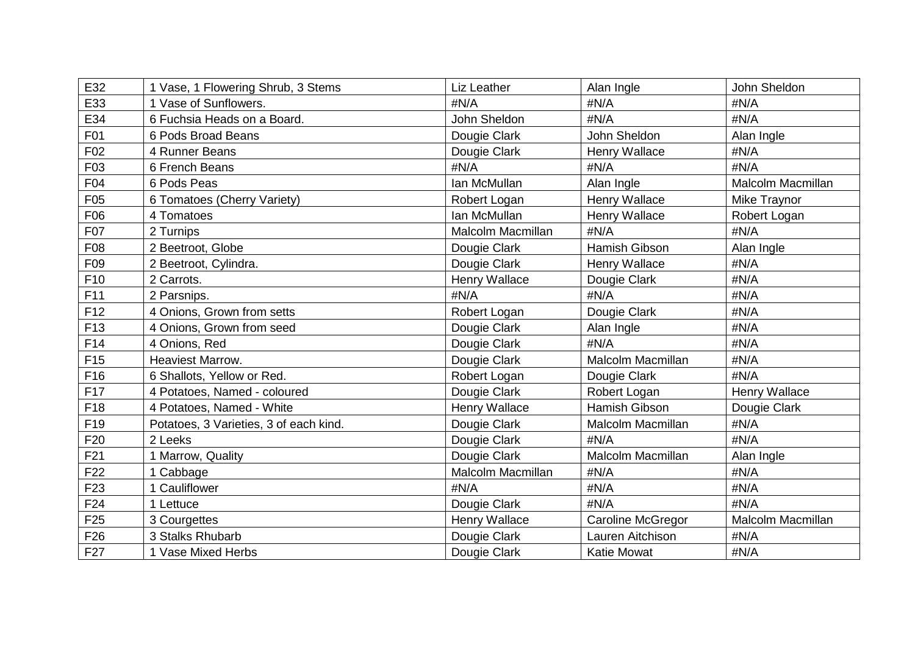| E32 | 1 Vase, 1 Flowering Shrub, 3 Stems | Liz Leather | Alan Ingle | John Sheldon |
|---|---|---|---|---|
| E33 | 1 Vase of Sunflowers. | #N/A | #N/A | #N/A |
| E34 | 6 Fuchsia Heads on a Board. | John Sheldon | #N/A | #N/A |
| F01 | 6 Pods Broad Beans | Dougie Clark | John Sheldon | Alan Ingle |
| F02 | 4 Runner Beans | Dougie Clark | Henry Wallace | #N/A |
| F03 | 6 French Beans | #N/A | #N/A | #N/A |
| F04 | 6 Pods Peas | Ian McMullan | Alan Ingle | Malcolm Macmillan |
| F05 | 6 Tomatoes (Cherry Variety) | Robert Logan | Henry Wallace | Mike Traynor |
| F06 | 4 Tomatoes | Ian McMullan | Henry Wallace | Robert Logan |
| F07 | 2 Turnips | Malcolm Macmillan | #N/A | #N/A |
| F08 | 2 Beetroot, Globe | Dougie Clark | Hamish Gibson | Alan Ingle |
| F09 | 2 Beetroot, Cylindra. | Dougie Clark | Henry Wallace | #N/A |
| F10 | 2 Carrots. | Henry Wallace | Dougie Clark | #N/A |
| F11 | 2 Parsnips. | #N/A | #N/A | #N/A |
| F12 | 4 Onions, Grown from setts | Robert Logan | Dougie Clark | #N/A |
| F13 | 4 Onions, Grown from seed | Dougie Clark | Alan Ingle | #N/A |
| F14 | 4 Onions, Red | Dougie Clark | #N/A | #N/A |
| F15 | Heaviest Marrow. | Dougie Clark | Malcolm Macmillan | #N/A |
| F16 | 6 Shallots, Yellow or Red. | Robert Logan | Dougie Clark | #N/A |
| F17 | 4 Potatoes, Named - coloured | Dougie Clark | Robert Logan | Henry Wallace |
| F18 | 4 Potatoes, Named - White | Henry Wallace | Hamish Gibson | Dougie Clark |
| F19 | Potatoes, 3 Varieties, 3 of each kind. | Dougie Clark | Malcolm Macmillan | #N/A |
| F20 | 2 Leeks | Dougie Clark | #N/A | #N/A |
| F21 | 1 Marrow, Quality | Dougie Clark | Malcolm Macmillan | Alan Ingle |
| F22 | 1 Cabbage | Malcolm Macmillan | #N/A | #N/A |
| F23 | 1 Cauliflower | #N/A | #N/A | #N/A |
| F24 | 1 Lettuce | Dougie Clark | #N/A | #N/A |
| F25 | 3 Courgettes | Henry Wallace | Caroline McGregor | Malcolm Macmillan |
| F26 | 3 Stalks Rhubarb | Dougie Clark | Lauren Aitchison | #N/A |
| F27 | 1 Vase Mixed Herbs | Dougie Clark | Katie Mowat | #N/A |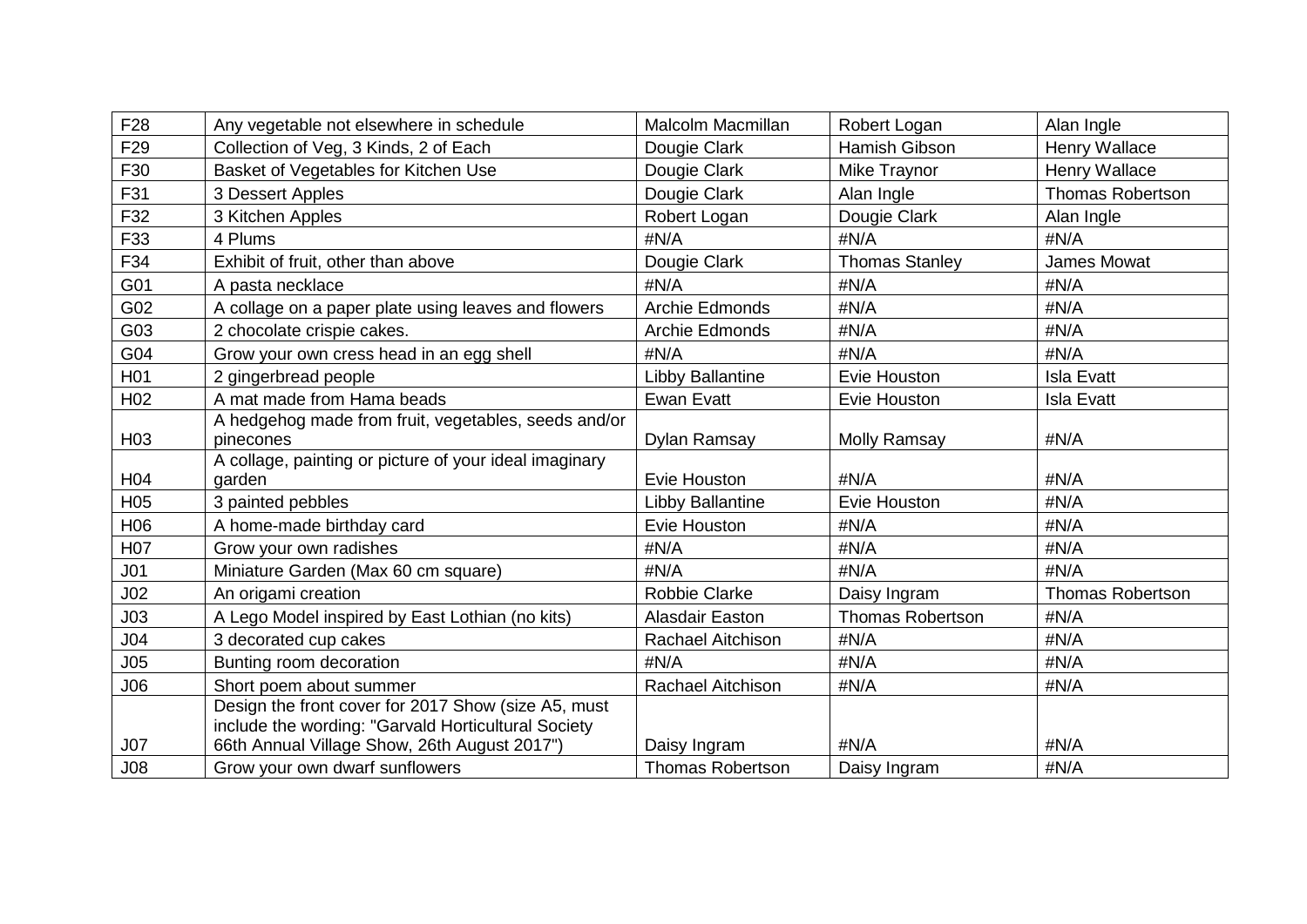| | | | | |
|---|---|---|---|---|
| F28 | Any vegetable not elsewhere in schedule | Malcolm Macmillan | Robert Logan | Alan Ingle |
| F29 | Collection of Veg, 3 Kinds, 2 of Each | Dougie Clark | Hamish Gibson | Henry Wallace |
| F30 | Basket of Vegetables for Kitchen Use | Dougie Clark | Mike Traynor | Henry Wallace |
| F31 | 3 Dessert Apples | Dougie Clark | Alan Ingle | Thomas Robertson |
| F32 | 3 Kitchen Apples | Robert Logan | Dougie Clark | Alan Ingle |
| F33 | 4 Plums | #N/A | #N/A | #N/A |
| F34 | Exhibit of fruit, other than above | Dougie Clark | Thomas Stanley | James Mowat |
| G01 | A pasta necklace | #N/A | #N/A | #N/A |
| G02 | A collage on a paper plate using leaves and flowers | Archie Edmonds | #N/A | #N/A |
| G03 | 2 chocolate crispie cakes. | Archie Edmonds | #N/A | #N/A |
| G04 | Grow your own cress head in an egg shell | #N/A | #N/A | #N/A |
| H01 | 2 gingerbread people | Libby Ballantine | Evie Houston | Isla Evatt |
| H02 | A mat made from Hama beads | Ewan Evatt | Evie Houston | Isla Evatt |
| H03 | A hedgehog made from fruit, vegetables, seeds and/or pinecones | Dylan Ramsay | Molly Ramsay | #N/A |
| H04 | A collage, painting or picture of your ideal imaginary garden | Evie Houston | #N/A | #N/A |
| H05 | 3 painted pebbles | Libby Ballantine | Evie Houston | #N/A |
| H06 | A home-made birthday card | Evie Houston | #N/A | #N/A |
| H07 | Grow your own radishes | #N/A | #N/A | #N/A |
| J01 | Miniature Garden (Max 60 cm square) | #N/A | #N/A | #N/A |
| J02 | An origami creation | Robbie Clarke | Daisy Ingram | Thomas Robertson |
| J03 | A Lego Model inspired by East Lothian (no kits) | Alasdair Easton | Thomas Robertson | #N/A |
| J04 | 3 decorated cup cakes | Rachael Aitchison | #N/A | #N/A |
| J05 | Bunting room decoration | #N/A | #N/A | #N/A |
| J06 | Short poem about summer | Rachael Aitchison | #N/A | #N/A |
| J07 | Design the front cover for 2017 Show (size A5, must include the wording: "Garvald Horticultural Society 66th Annual Village Show, 26th August 2017") | Daisy Ingram | #N/A | #N/A |
| J08 | Grow your own dwarf sunflowers | Thomas Robertson | Daisy Ingram | #N/A |